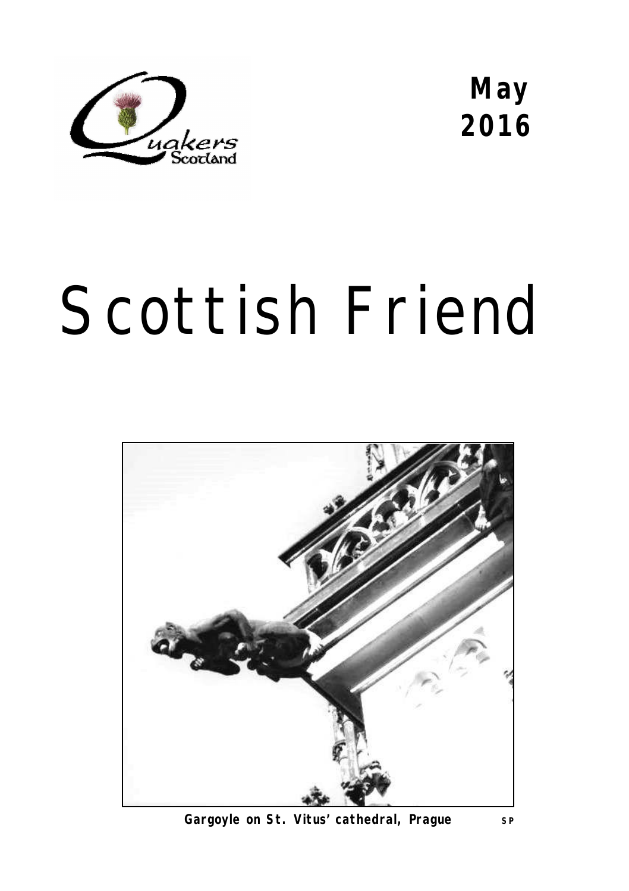Quakers Scotland

**May 2016**

# Scottish Friend

**Gargoyle on St. Vitus' cathedral, Prague** SP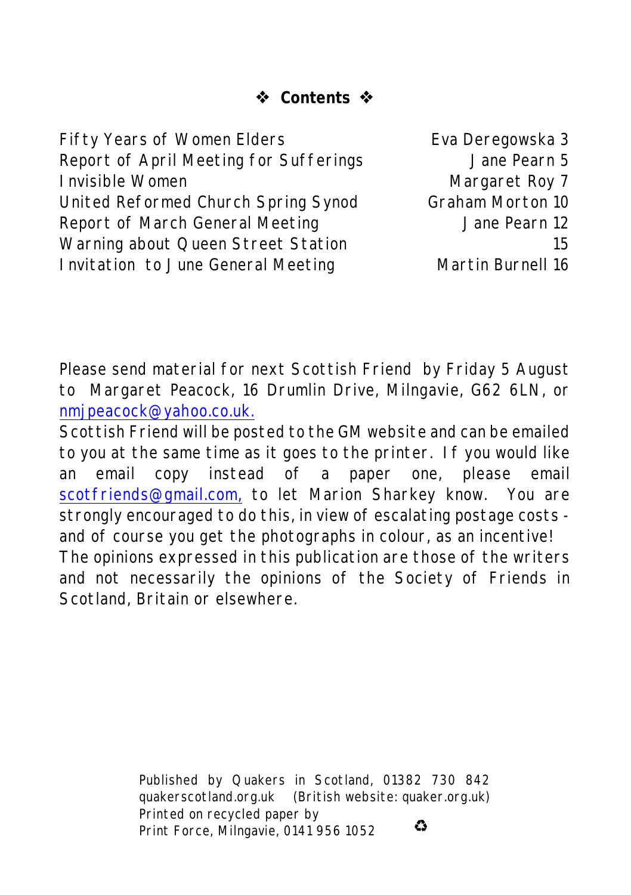## ❖ Contents ❖

| | | |
|---|---|---|
| Fifty Years of Women Elders | Eva Deregowska | 3 |
| Report of April Meeting for Sufferings | Jane Pearn | 5 |
| Invisible Women | Margaret Roy | 7 |
| United Reformed Church Spring Synod | Graham Morton | 10 |
| Report of March General Meeting | Jane Pearn | 12 |
| Warning about Queen Street Station | | 15 |
| Invitation to June General Meeting | Martin Burnell | 16 |

Please send material for next Scottish Friend by Friday 5 August to Margaret Peacock, 16 Drumlin Drive, Milngavie, G62 6LN, or nmjpeacock@yahoo.co.uk.

Scottish Friend will be posted to the GM website and can be emailed to you at the same time as it goes to the printer. If you would like an email copy instead of a paper one, please email scotfriends@gmail.com, to let Marion Sharkey know. You are strongly encouraged to do this, in view of escalating postage costs - and of course you get the photographs in colour, as an incentive!

The opinions expressed in this publication are those of the writers and not necessarily the opinions of the Society of Friends in Scotland, Britain or elsewhere.

Published by Quakers in Scotland, 01382 730 842
quakerscotland.org.uk (British website: quaker.org.uk)
Printed on recycled paper by
Print Force, Milngavie, 0141 956 1052 ♻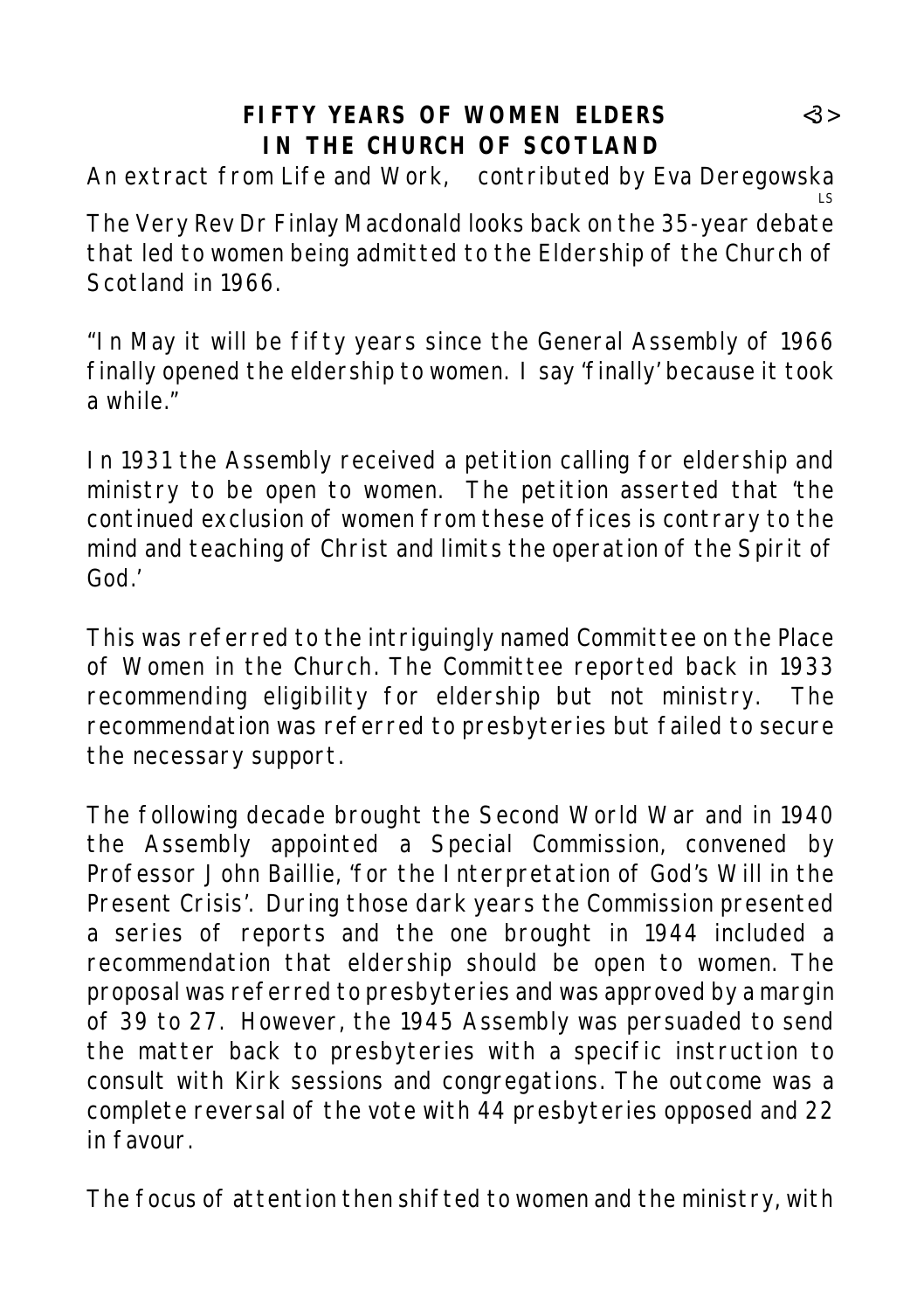# FIFTY YEARS OF WOMEN ELDERS IN THE CHURCH OF SCOTLAND

An extract from Life and Work, contributed by Eva Deregowska

LS

The Very Rev Dr Finlay Macdonald looks back on the 35-year debate that led to women being admitted to the Eldership of the Church of Scotland in 1966.

"In May it will be fifty years since the General Assembly of 1966 finally opened the eldership to women. I say 'finally' because it took a while."

In 1931 the Assembly received a petition calling for eldership and ministry to be open to women. The petition asserted that 'the continued exclusion of women from these offices is contrary to the mind and teaching of Christ and limits the operation of the Spirit of God.'

This was referred to the intriguingly named Committee on the Place of Women in the Church. The Committee reported back in 1933 recommending eligibility for eldership but not ministry. The recommendation was referred to presbyteries but failed to secure the necessary support.

The following decade brought the Second World War and in 1940 the Assembly appointed a Special Commission, convened by Professor John Baillie, 'for the Interpretation of God's Will in the Present Crisis'. During those dark years the Commission presented a series of reports and the one brought in 1944 included a recommendation that eldership should be open to women. The proposal was referred to presbyteries and was approved by a margin of 39 to 27. However, the 1945 Assembly was persuaded to send the matter back to presbyteries with a specific instruction to consult with Kirk sessions and congregations. The outcome was a complete reversal of the vote with 44 presbyteries opposed and 22 in favour.

The focus of attention then shifted to women and the ministry, with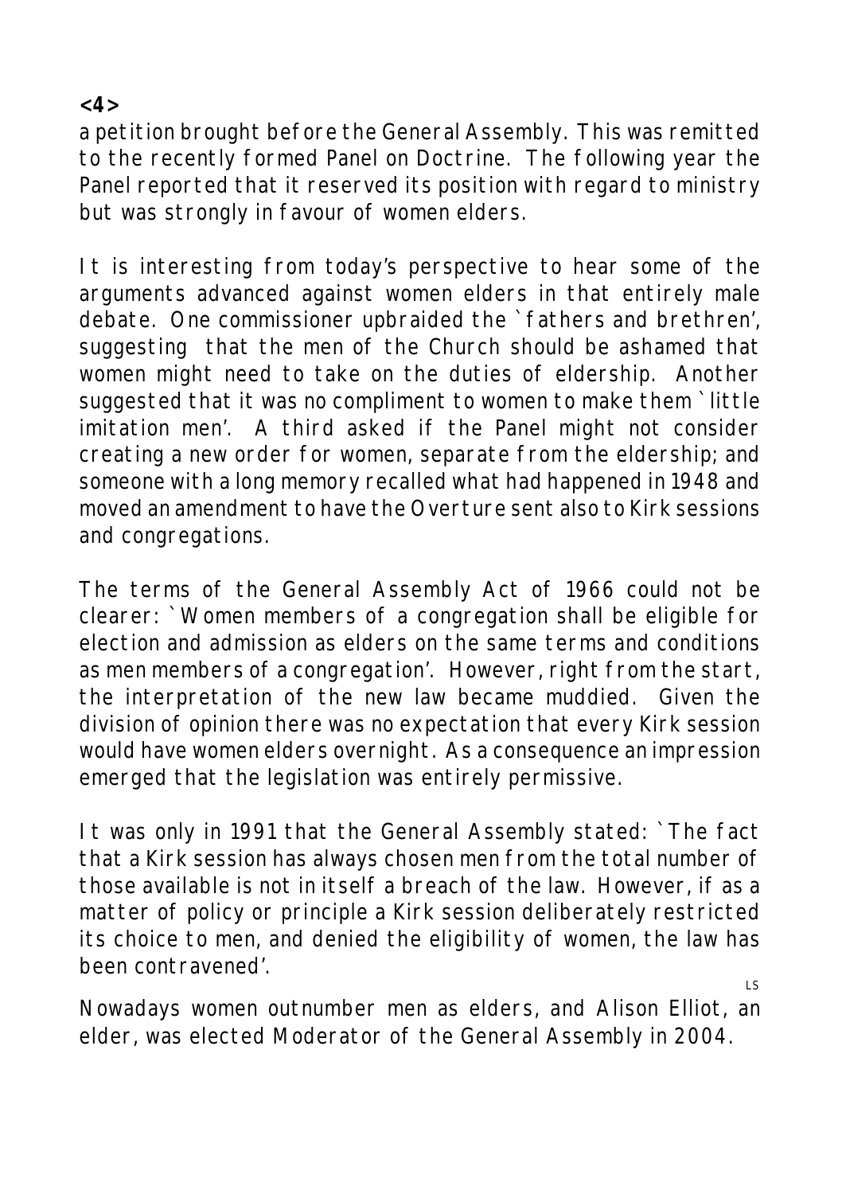a petition brought before the General Assembly. This was remitted to the recently formed Panel on Doctrine. The following year the Panel reported that it reserved its position with regard to ministry but was strongly in favour of women elders.

It is interesting from today's perspective to hear some of the arguments advanced against women elders in that entirely male debate. One commissioner upbraided the `fathers and brethren', suggesting that the men of the Church should be ashamed that women might need to take on the duties of eldership. Another suggested that it was no compliment to women to make them `little imitation men'. A third asked if the Panel might not consider creating a new order for women, separate from the eldership; and someone with a long memory recalled what had happened in 1948 and moved an amendment to have the Overture sent also to Kirk sessions and congregations.

The terms of the General Assembly Act of 1966 could not be clearer: `Women members of a congregation shall be eligible for election and admission as elders on the same terms and conditions as men members of a congregation'. However, right from the start, the interpretation of the new law became muddied. Given the division of opinion there was no expectation that every Kirk session would have women elders overnight. As a consequence an impression emerged that the legislation was entirely permissive.

It was only in 1991 that the General Assembly stated: `The fact that a Kirk session has always chosen men from the total number of those available is not in itself a breach of the law. However, if as a matter of policy or principle a Kirk session deliberately restricted its choice to men, and denied the eligibility of women, the law has been contravened'.

LS

Nowadays women outnumber men as elders, and Alison Elliot, an elder, was elected Moderator of the General Assembly in 2004.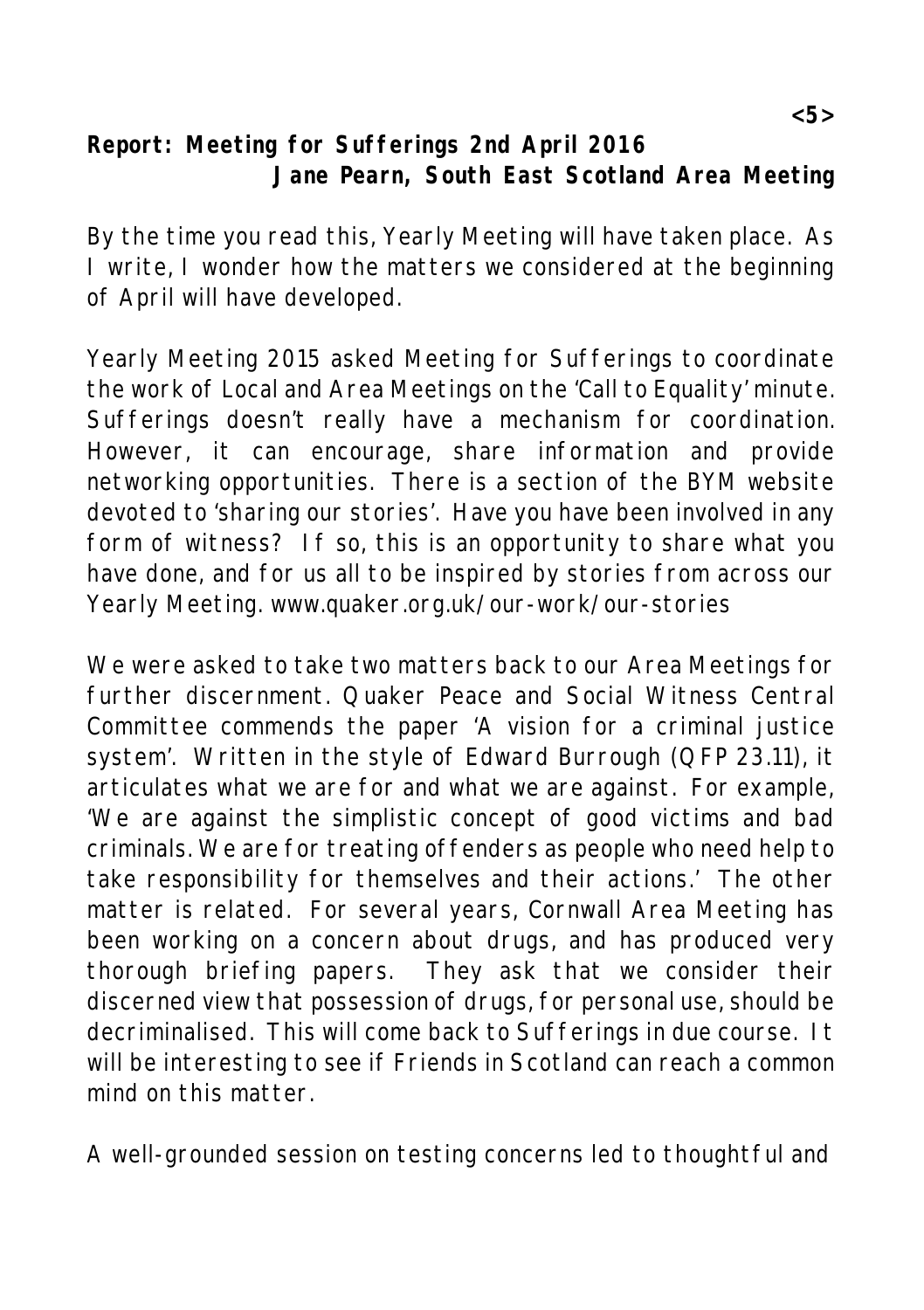**Report: Meeting for Sufferings 2nd April 2016**
**Jane Pearn, South East Scotland Area Meeting**

By the time you read this, Yearly Meeting will have taken place. As I write, I wonder how the matters we considered at the beginning of April will have developed.

Yearly Meeting 2015 asked Meeting for Sufferings to coordinate the work of Local and Area Meetings on the 'Call to Equality' minute. Sufferings doesn't really have a mechanism for coordination. However, it can encourage, share information and provide networking opportunities. There is a section of the BYM website devoted to 'sharing our stories'. Have you have been involved in any form of witness? If so, this is an opportunity to share what you have done, and for us all to be inspired by stories from across our Yearly Meeting. www.quaker.org.uk/our-work/our-stories

We were asked to take two matters back to our Area Meetings for further discernment. Quaker Peace and Social Witness Central Committee commends the paper 'A vision for a criminal justice system'. Written in the style of Edward Burrough (QFP 23.11), it articulates what we are for and what we are against. For example, 'We are against the simplistic concept of good victims and bad criminals. We are for treating offenders as people who need help to take responsibility for themselves and their actions.' The other matter is related. For several years, Cornwall Area Meeting has been working on a concern about drugs, and has produced very thorough briefing papers. They ask that we consider their discerned view that possession of drugs, for personal use, should be decriminalised. This will come back to Sufferings in due course. It will be interesting to see if Friends in Scotland can reach a common mind on this matter.

A well-grounded session on testing concerns led to thoughtful and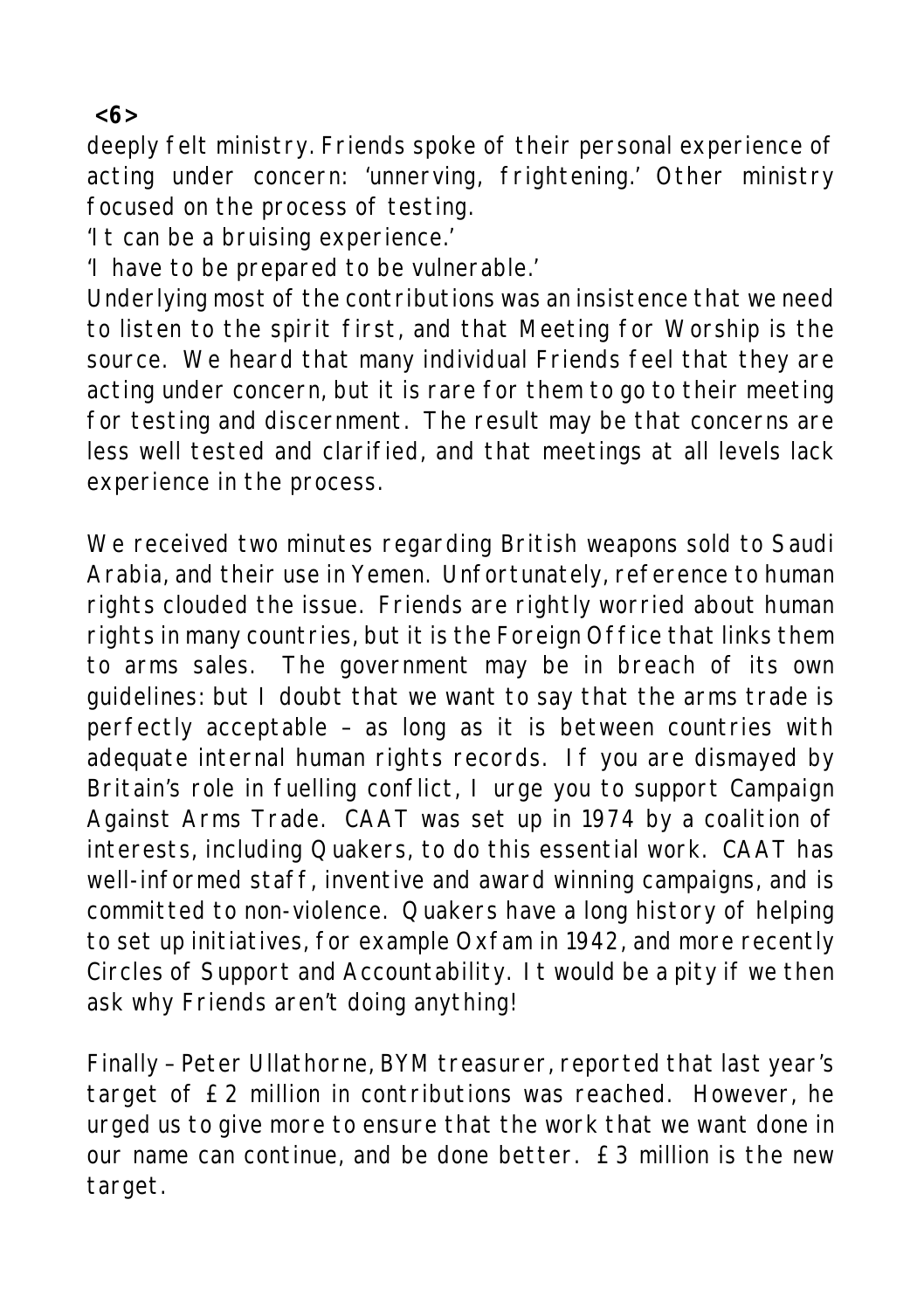deeply felt ministry. Friends spoke of their personal experience of acting under concern: 'unnerving, frightening.' Other ministry focused on the process of testing.

'It can be a bruising experience.'

'I have to be prepared to be vulnerable.'

Underlying most of the contributions was an insistence that we need to listen to the spirit first, and that Meeting for Worship is the source. We heard that many individual Friends feel that they are acting under concern, but it is rare for them to go to their meeting for testing and discernment. The result may be that concerns are less well tested and clarified, and that meetings at all levels lack experience in the process.

We received two minutes regarding British weapons sold to Saudi Arabia, and their use in Yemen. Unfortunately, reference to human rights clouded the issue. Friends are rightly worried about human rights in many countries, but it is the Foreign Office that links them to arms sales. The government may be in breach of its own guidelines: but I doubt that we want to say that the arms trade is perfectly acceptable – as long as it is between countries with adequate internal human rights records. If you are dismayed by Britain's role in fuelling conflict, I urge you to support Campaign Against Arms Trade. CAAT was set up in 1974 by a coalition of interests, including Quakers, to do this essential work. CAAT has well-informed staff, inventive and award winning campaigns, and is committed to non-violence. Quakers have a long history of helping to set up initiatives, for example Oxfam in 1942, and more recently Circles of Support and Accountability. It would be a pity if we then ask why Friends aren't doing anything!

Finally – Peter Ullathorne, BYM treasurer, reported that last year's target of £2 million in contributions was reached. However, he urged us to give more to ensure that the work that we want done in our name can continue, and be done better. £3 million is the new target.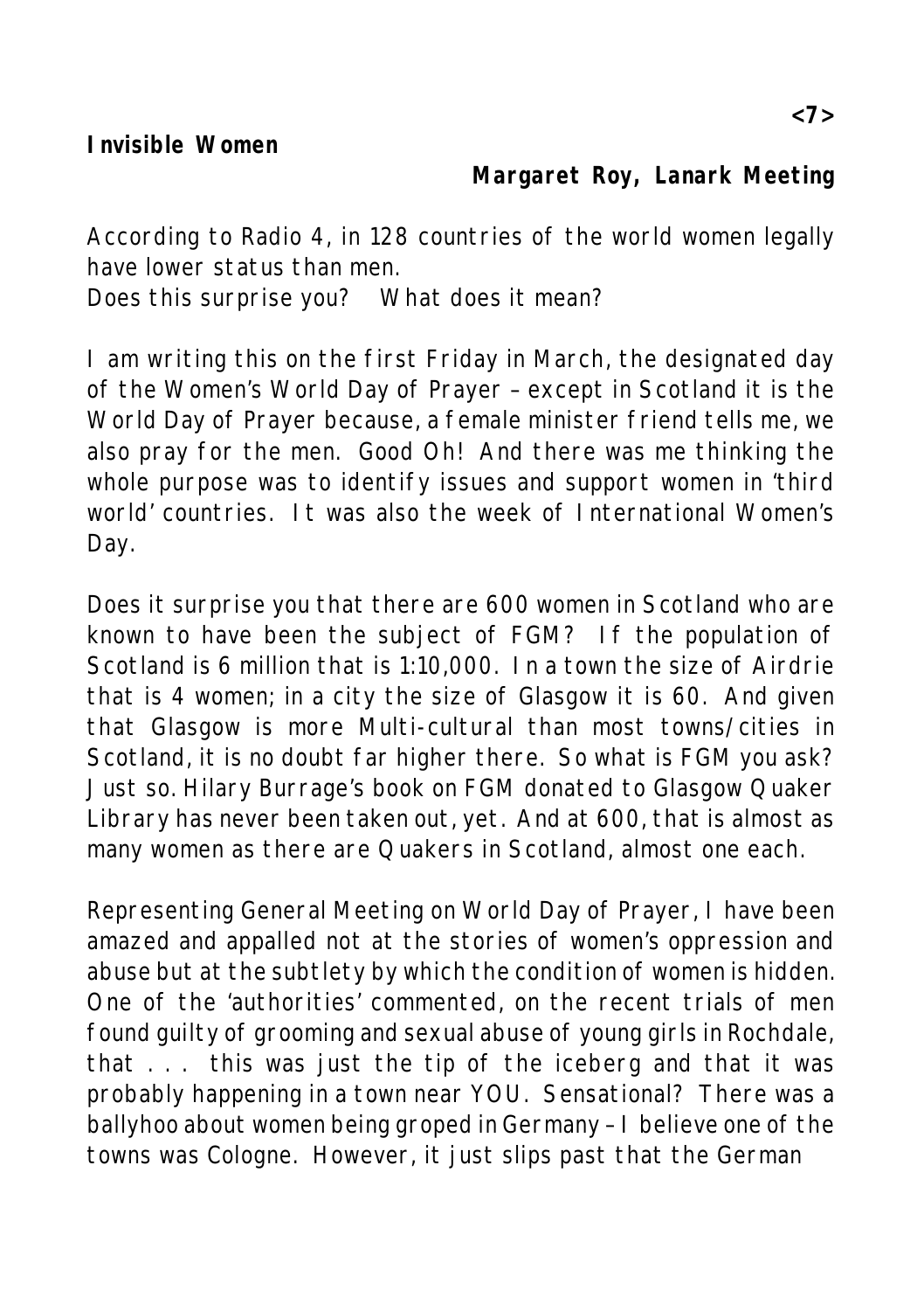## Invisible Women

**Margaret Roy, Lanark Meeting**

According to Radio 4, in 128 countries of the world women legally have lower status than men.
Does this surprise you? What does it mean?

I am writing this on the first Friday in March, the designated day of the Women's World Day of Prayer – except in Scotland it is the World Day of Prayer because, a female minister friend tells me, we also pray for the men. Good Oh! And there was me thinking the whole purpose was to identify issues and support women in 'third world' countries. It was also the week of International Women's Day.

Does it surprise you that there are 600 women in Scotland who are known to have been the subject of FGM? If the population of Scotland is 6 million that is 1:10,000. In a town the size of Airdrie that is 4 women; in a city the size of Glasgow it is 60. And given that Glasgow is more Multi-cultural than most towns/cities in Scotland, it is no doubt far higher there. So what is FGM you ask? Just so. Hilary Burrage's book on FGM donated to Glasgow Quaker Library has never been taken out, yet. And at 600, that is almost as many women as there are Quakers in Scotland, almost one each.

Representing General Meeting on World Day of Prayer, I have been amazed and appalled not at the stories of women's oppression and abuse but at the subtlety by which the condition of women is hidden. One of the 'authorities' commented, on the recent trials of men found guilty of grooming and sexual abuse of young girls in Rochdale, that . . . this was just the tip of the iceberg and that it was probably happening in a town near YOU. Sensational? There was a ballyhoo about women being groped in Germany – I believe one of the towns was Cologne. However, it just slips past that the German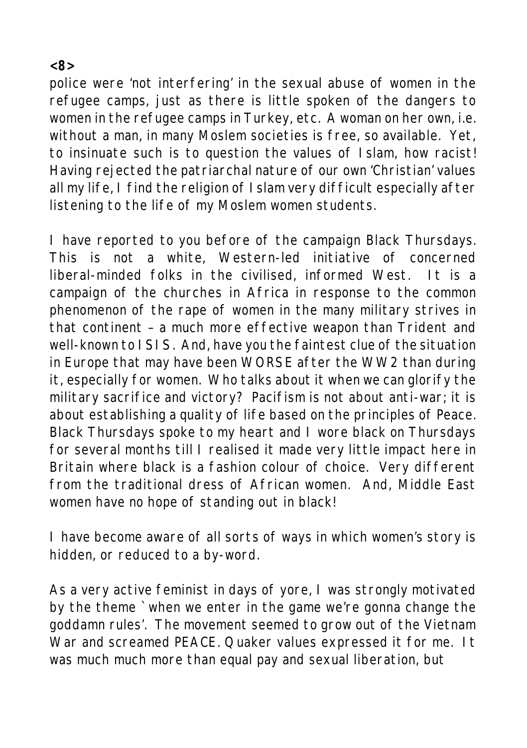police were 'not interfering' in the sexual abuse of women in the refugee camps, just as there is little spoken of the dangers to women in the refugee camps in Turkey, etc. A woman on her own, i.e. without a man, in many Moslem societies is free, so available. Yet, to insinuate such is to question the values of Islam, how racist! Having rejected the patriarchal nature of our own 'Christian' values all my life, I find the religion of Islam very difficult especially after listening to the life of my Moslem women students.

I have reported to you before of the campaign Black Thursdays. This is not a white, Western-led initiative of concerned liberal-minded folks in the civilised, informed West. It is a campaign of the churches in Africa in response to the common phenomenon of the rape of women in the many military strives in that continent – a much more effective weapon than Trident and well-known to ISIS. And, have you the faintest clue of the situation in Europe that may have been WORSE after the WW2 than during it, especially for women. Who talks about it when we can glorify the military sacrifice and victory? Pacifism is not about anti-war; it is about establishing a quality of life based on the principles of Peace. Black Thursdays spoke to my heart and I wore black on Thursdays for several months till I realised it made very little impact here in Britain where black is a fashion colour of choice. Very different from the traditional dress of African women. And, Middle East women have no hope of standing out in black!

I have become aware of all sorts of ways in which women's story is hidden, or reduced to a by-word.

As a very active feminist in days of yore, I was strongly motivated by the theme `when we enter in the game we're gonna change the goddamn rules'. The movement seemed to grow out of the Vietnam War and screamed PEACE. Quaker values expressed it for me. It was much much more than equal pay and sexual liberation, but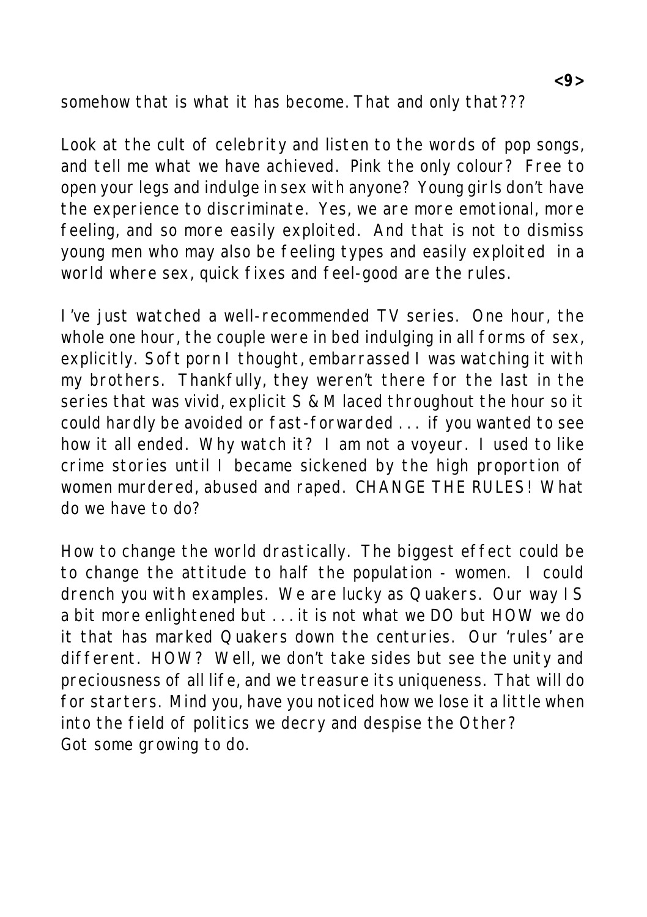somehow that is what it has become. That and only that???

Look at the cult of celebrity and listen to the words of pop songs, and tell me what we have achieved. Pink the only colour? Free to open your legs and indulge in sex with anyone? Young girls don't have the experience to discriminate. Yes, we are more emotional, more feeling, and so more easily exploited. And that is not to dismiss young men who may also be feeling types and easily exploited in a world where sex, quick fixes and feel-good are the rules.

I've just watched a well-recommended TV series. One hour, the whole one hour, the couple were in bed indulging in all forms of sex, explicitly. Soft porn I thought, embarrassed I was watching it with my brothers. Thankfully, they weren't there for the last in the series that was vivid, explicit S & M laced throughout the hour so it could hardly be avoided or fast-forwarded . . . if you wanted to see how it all ended. Why watch it? I am not a voyeur. I used to like crime stories until I became sickened by the high proportion of women murdered, abused and raped. CHANGE THE RULES! What do we have to do?

How to change the world drastically. The biggest effect could be to change the attitude to half the population - women. I could drench you with examples. We are lucky as Quakers. Our way IS a bit more enlightened but . . . it is not what we DO but HOW we do it that has marked Quakers down the centuries. Our 'rules' are different. HOW? Well, we don't take sides but see the unity and preciousness of all life, and we treasure its uniqueness. That will do for starters. Mind you, have you noticed how we lose it a little when into the field of politics we decry and despise the Other?
Got some growing to do.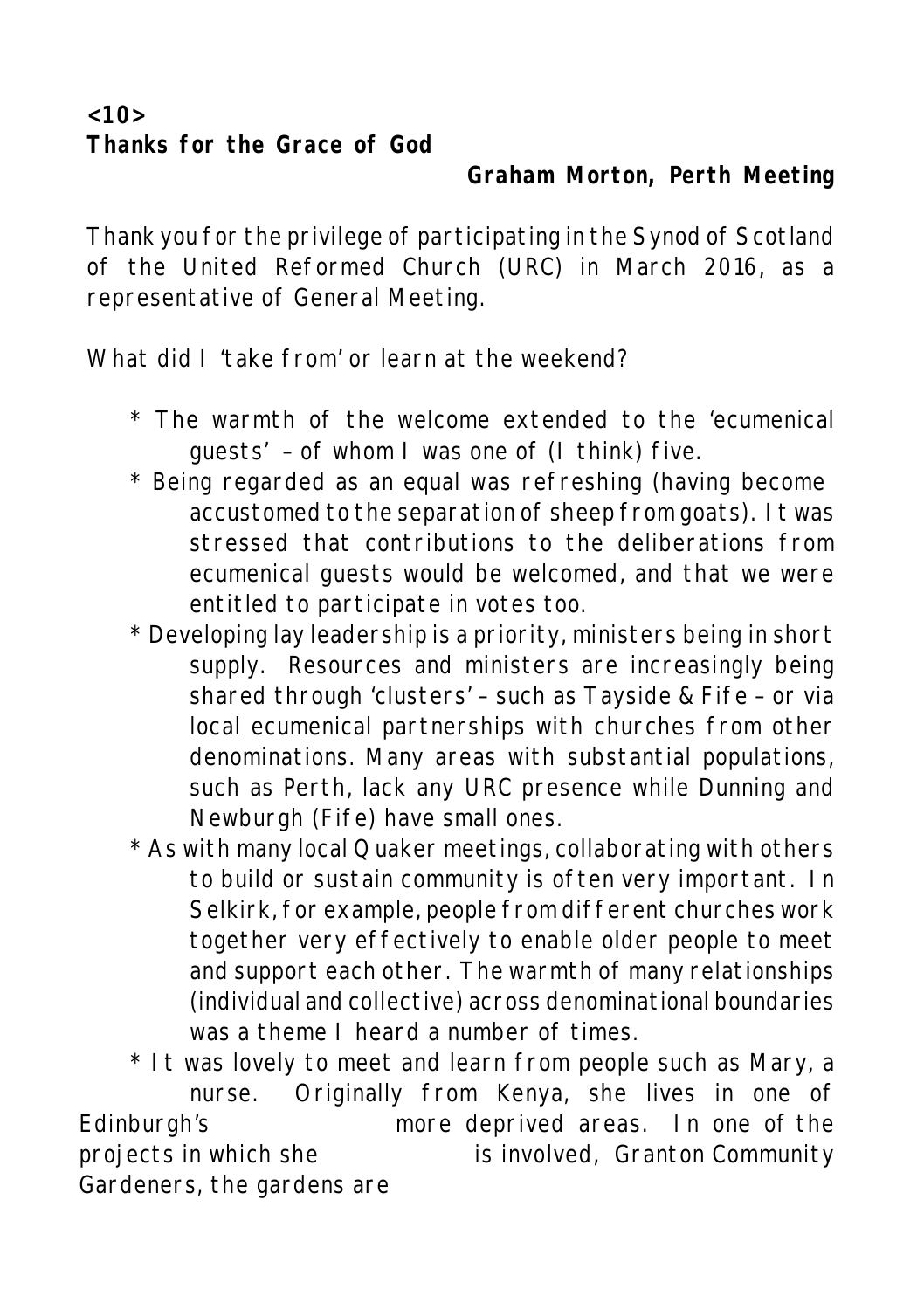<10>

## Thanks for the Grace of God

**Graham Morton, Perth Meeting**

Thank you for the privilege of participating in the Synod of Scotland of the United Reformed Church (URC) in March 2016, as a representative of General Meeting.

What did I 'take from' or learn at the weekend?

* The warmth of the welcome extended to the 'ecumenical guests' – of whom I was one of (I think) five.
* Being regarded as an equal was refreshing (having become accustomed to the separation of sheep from goats). It was stressed that contributions to the deliberations from ecumenical guests would be welcomed, and that we were entitled to participate in votes too.
* Developing lay leadership is a priority, ministers being in short supply. Resources and ministers are increasingly being shared through 'clusters' – such as Tayside & Fife – or via local ecumenical partnerships with churches from other denominations. Many areas with substantial populations, such as Perth, lack any URC presence while Dunning and Newburgh (Fife) have small ones.
* As with many local Quaker meetings, collaborating with others to build or sustain community is often very important. In Selkirk, for example, people from different churches work together very effectively to enable older people to meet and support each other. The warmth of many relationships (individual and collective) across denominational boundaries was a theme I heard a number of times.
* It was lovely to meet and learn from people such as Mary, a nurse. Originally from Kenya, she lives in one of Edinburgh's more deprived areas. In one of the projects in which she is involved, Granton Community Gardeners, the gardens are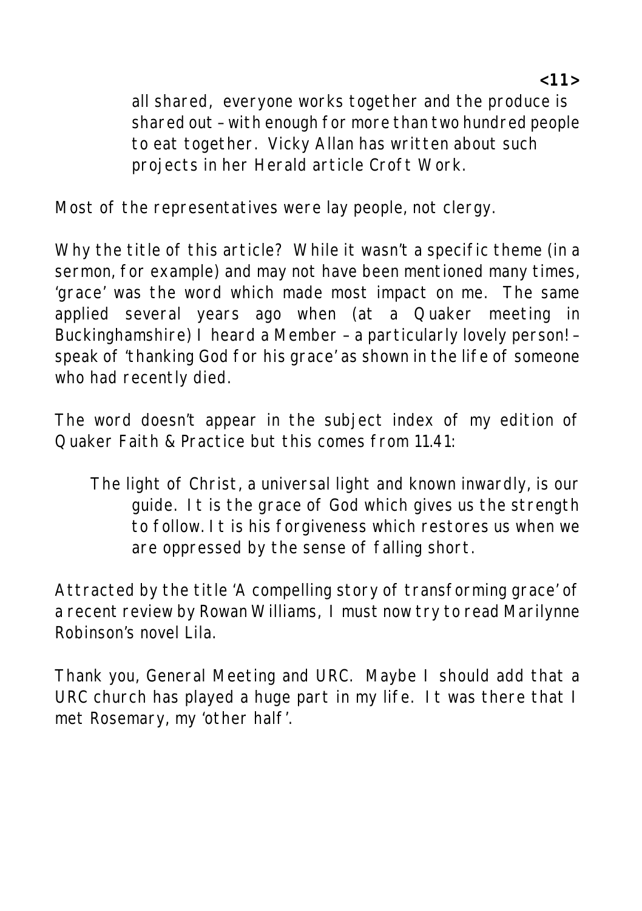all shared, everyone works together and the produce is shared out – with enough for more than two hundred people to eat together. Vicky Allan has written about such projects in her Herald article Croft Work.

Most of the representatives were lay people, not clergy.

Why the title of this article? While it wasn't a specific theme (in a sermon, for example) and may not have been mentioned many times, 'grace' was the word which made most impact on me. The same applied several years ago when (at a Quaker meeting in Buckinghamshire) I heard a Member – a particularly lovely person! – speak of 'thanking God for his grace' as shown in the life of someone who had recently died.

The word doesn't appear in the subject index of my edition of Quaker Faith & Practice but this comes from 11.41:

> The light of Christ, a universal light and known inwardly, is our guide. It is the grace of God which gives us the strength to follow. It is his forgiveness which restores us when we are oppressed by the sense of falling short.

Attracted by the title 'A compelling story of transforming grace' of a recent review by Rowan Williams, I must now try to read Marilynne Robinson's novel Lila.

Thank you, General Meeting and URC. Maybe I should add that a URC church has played a huge part in my life. It was there that I met Rosemary, my 'other half'.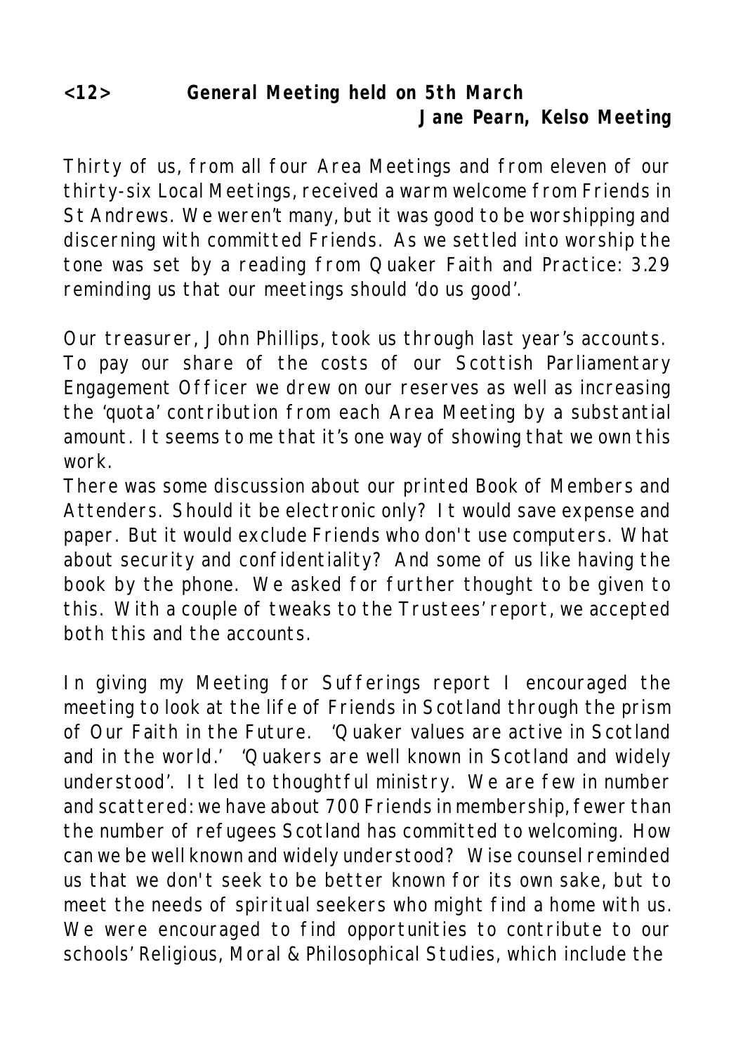## <12> General Meeting held on 5th March

**Jane Pearn, Kelso Meeting**

Thirty of us, from all four Area Meetings and from eleven of our thirty-six Local Meetings, received a warm welcome from Friends in St Andrews. We weren't many, but it was good to be worshipping and discerning with committed Friends. As we settled into worship the tone was set by a reading from Quaker Faith and Practice: 3.29 reminding us that our meetings should 'do us good'.

Our treasurer, John Phillips, took us through last year's accounts. To pay our share of the costs of our Scottish Parliamentary Engagement Officer we drew on our reserves as well as increasing the 'quota' contribution from each Area Meeting by a substantial amount. It seems to me that it's one way of showing that we own this work.

There was some discussion about our printed Book of Members and Attenders. Should it be electronic only? It would save expense and paper. But it would exclude Friends who don't use computers. What about security and confidentiality? And some of us like having the book by the phone. We asked for further thought to be given to this. With a couple of tweaks to the Trustees' report, we accepted both this and the accounts.

In giving my Meeting for Sufferings report I encouraged the meeting to look at the life of Friends in Scotland through the prism of Our Faith in the Future. 'Quaker values are active in Scotland and in the world.' 'Quakers are well known in Scotland and widely understood'. It led to thoughtful ministry. We are few in number and scattered: we have about 700 Friends in membership, fewer than the number of refugees Scotland has committed to welcoming. How can we be well known and widely understood? Wise counsel reminded us that we don't seek to be better known for its own sake, but to meet the needs of spiritual seekers who might find a home with us. We were encouraged to find opportunities to contribute to our schools' Religious, Moral & Philosophical Studies, which include the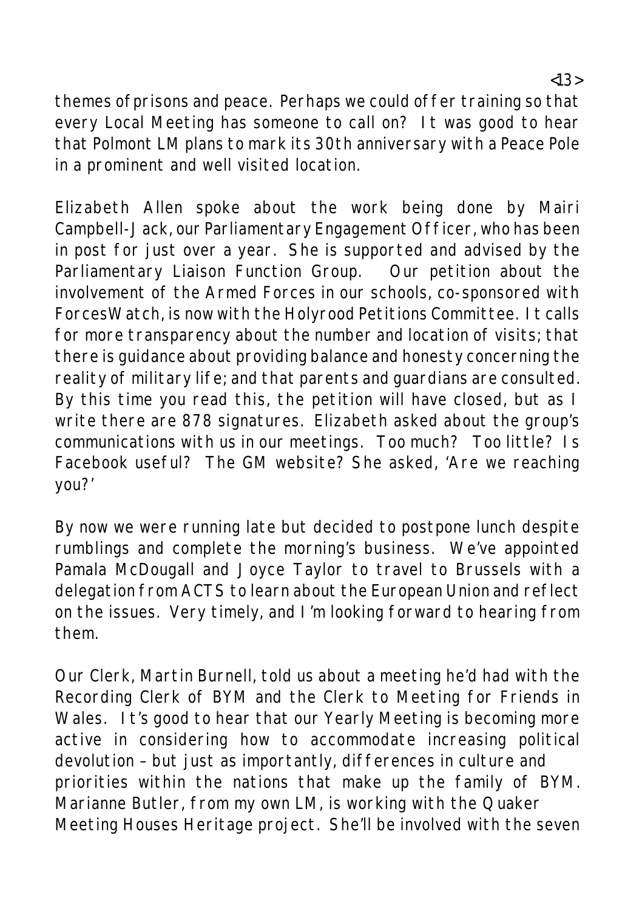themes of prisons and peace. Perhaps we could offer training so that every Local Meeting has someone to call on? It was good to hear that Polmont LM plans to mark its 30th anniversary with a Peace Pole in a prominent and well visited location.

Elizabeth Allen spoke about the work being done by Mairi Campbell-Jack, our Parliamentary Engagement Officer, who has been in post for just over a year. She is supported and advised by the Parliamentary Liaison Function Group. Our petition about the involvement of the Armed Forces in our schools, co-sponsored with ForcesWatch, is now with the Holyrood Petitions Committee. It calls for more transparency about the number and location of visits; that there is guidance about providing balance and honesty concerning the reality of military life; and that parents and guardians are consulted. By this time you read this, the petition will have closed, but as I write there are 878 signatures. Elizabeth asked about the group's communications with us in our meetings. Too much? Too little? Is Facebook useful? The GM website? She asked, 'Are we reaching you?'

By now we were running late but decided to postpone lunch despite rumblings and complete the morning's business. We've appointed Pamala McDougall and Joyce Taylor to travel to Brussels with a delegation from ACTS to learn about the European Union and reflect on the issues. Very timely, and I'm looking forward to hearing from them.

Our Clerk, Martin Burnell, told us about a meeting he'd had with the Recording Clerk of BYM and the Clerk to Meeting for Friends in Wales. It's good to hear that our Yearly Meeting is becoming more active in considering how to accommodate increasing political devolution – but just as importantly, differences in culture and priorities within the nations that make up the family of BYM. Marianne Butler, from my own LM, is working with the Quaker Meeting Houses Heritage project. She'll be involved with the seven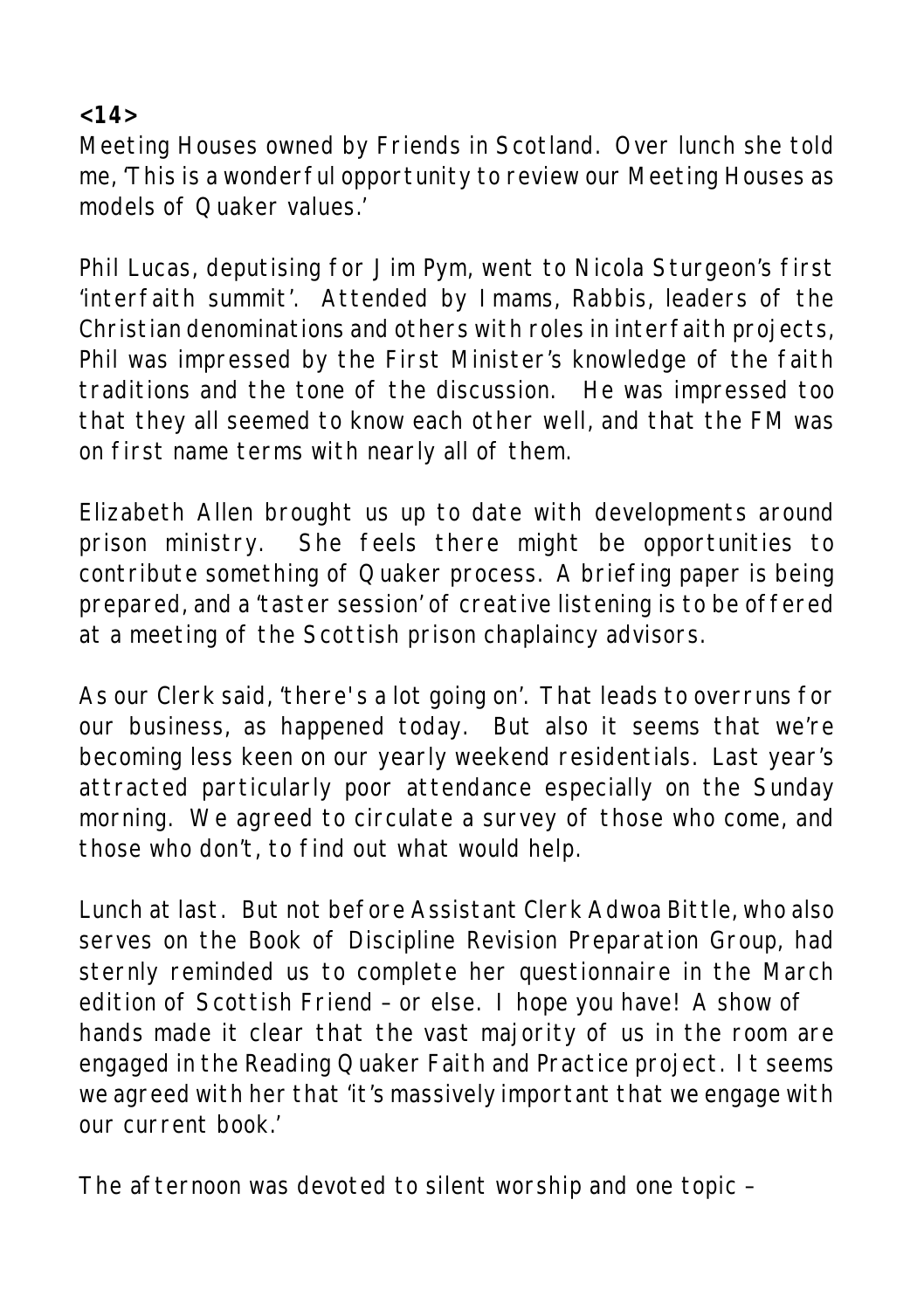Meeting Houses owned by Friends in Scotland. Over lunch she told me, 'This is a wonderful opportunity to review our Meeting Houses as models of Quaker values.'

Phil Lucas, deputising for Jim Pym, went to Nicola Sturgeon's first 'interfaith summit'. Attended by Imams, Rabbis, leaders of the Christian denominations and others with roles in interfaith projects, Phil was impressed by the First Minister's knowledge of the faith traditions and the tone of the discussion. He was impressed too that they all seemed to know each other well, and that the FM was on first name terms with nearly all of them.

Elizabeth Allen brought us up to date with developments around prison ministry. She feels there might be opportunities to contribute something of Quaker process. A briefing paper is being prepared, and a 'taster session' of creative listening is to be offered at a meeting of the Scottish prison chaplaincy advisors.

As our Clerk said, 'there's a lot going on'. That leads to overruns for our business, as happened today. But also it seems that we're becoming less keen on our yearly weekend residentials. Last year's attracted particularly poor attendance especially on the Sunday morning. We agreed to circulate a survey of those who come, and those who don't, to find out what would help.

Lunch at last. But not before Assistant Clerk Adwoa Bittle, who also serves on the Book of Discipline Revision Preparation Group, had sternly reminded us to complete her questionnaire in the March edition of Scottish Friend – or else. I hope you have! A show of hands made it clear that the vast majority of us in the room are engaged in the Reading Quaker Faith and Practice project. It seems we agreed with her that 'it's massively important that we engage with our current book.'

The afternoon was devoted to silent worship and one topic –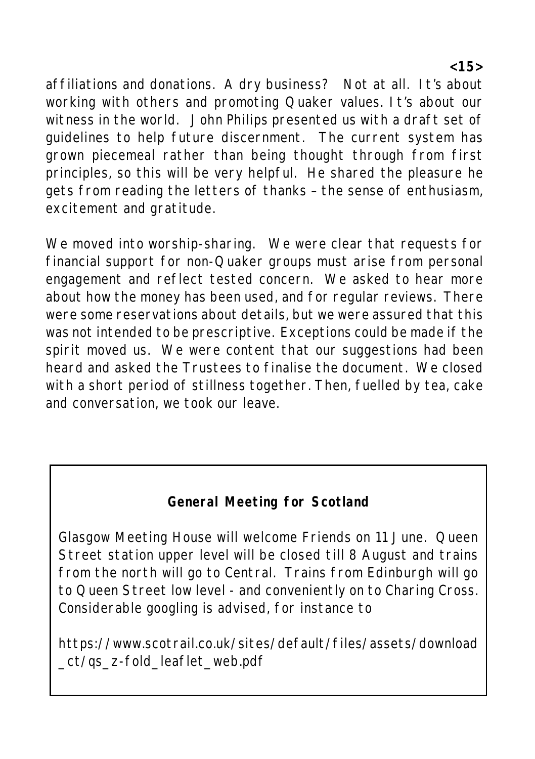affiliations and donations. A dry business? Not at all. It's about working with others and promoting Quaker values. It's about our witness in the world. John Philips presented us with a draft set of guidelines to help future discernment. The current system has grown piecemeal rather than being thought through from first principles, so this will be very helpful. He shared the pleasure he gets from reading the letters of thanks – the sense of enthusiasm, excitement and gratitude.

We moved into worship-sharing. We were clear that requests for financial support for non-Quaker groups must arise from personal engagement and reflect tested concern. We asked to hear more about how the money has been used, and for regular reviews. There were some reservations about details, but we were assured that this was not intended to be prescriptive. Exceptions could be made if the spirit moved us. We were content that our suggestions had been heard and asked the Trustees to finalise the document. We closed with a short period of stillness together. Then, fuelled by tea, cake and conversation, we took our leave.

**General Meeting for Scotland**

Glasgow Meeting House will welcome Friends on 11 June. Queen Street station upper level will be closed till 8 August and trains from the north will go to Central. Trains from Edinburgh will go to Queen Street low level - and conveniently on to Charing Cross. Considerable googling is advised, for instance to

https://www.scotrail.co.uk/sites/default/files/assets/download_ct/qs_z-fold_leaflet_web.pdf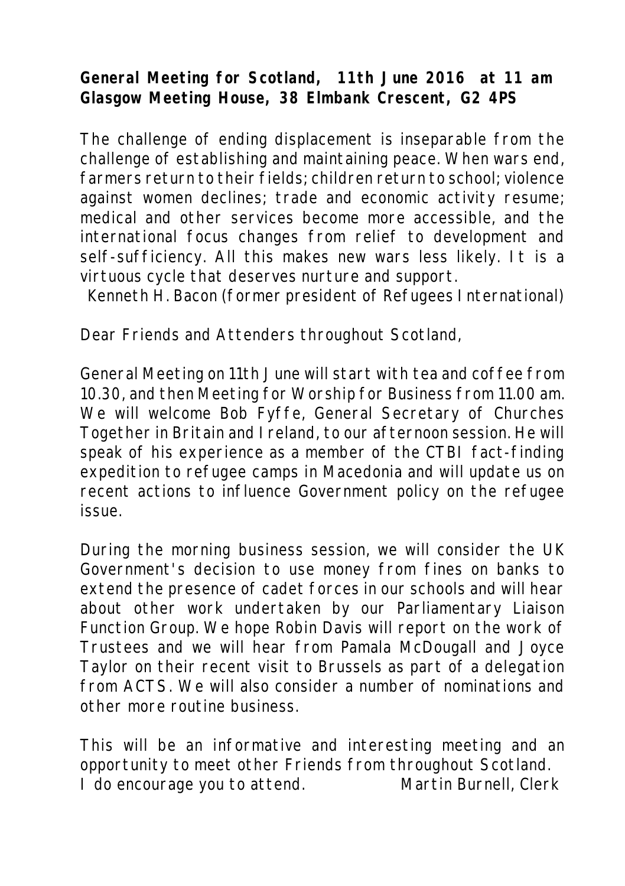**General Meeting for Scotland, 11th June 2016 at 11 am**
**Glasgow Meeting House, 38 Elmbank Crescent, G2 4PS**

The challenge of ending displacement is inseparable from the challenge of establishing and maintaining peace. When wars end, farmers return to their fields; children return to school; violence against women declines; trade and economic activity resume; medical and other services become more accessible, and the international focus changes from relief to development and self-sufficiency. All this makes new wars less likely. It is a virtuous cycle that deserves nurture and support.
Kenneth H. Bacon (former president of Refugees International)

Dear Friends and Attenders throughout Scotland,

General Meeting on 11th June will start with tea and coffee from 10.30, and then Meeting for Worship for Business from 11.00 am. We will welcome Bob Fyffe, General Secretary of Churches Together in Britain and Ireland, to our afternoon session. He will speak of his experience as a member of the CTBI fact-finding expedition to refugee camps in Macedonia and will update us on recent actions to influence Government policy on the refugee issue.

During the morning business session, we will consider the UK Government's decision to use money from fines on banks to extend the presence of cadet forces in our schools and will hear about other work undertaken by our Parliamentary Liaison Function Group. We hope Robin Davis will report on the work of Trustees and we will hear from Pamala McDougall and Joyce Taylor on their recent visit to Brussels as part of a delegation from ACTS. We will also consider a number of nominations and other more routine business.

This will be an informative and interesting meeting and an opportunity to meet other Friends from throughout Scotland.
I do encourage you to attend. Martin Burnell, Clerk